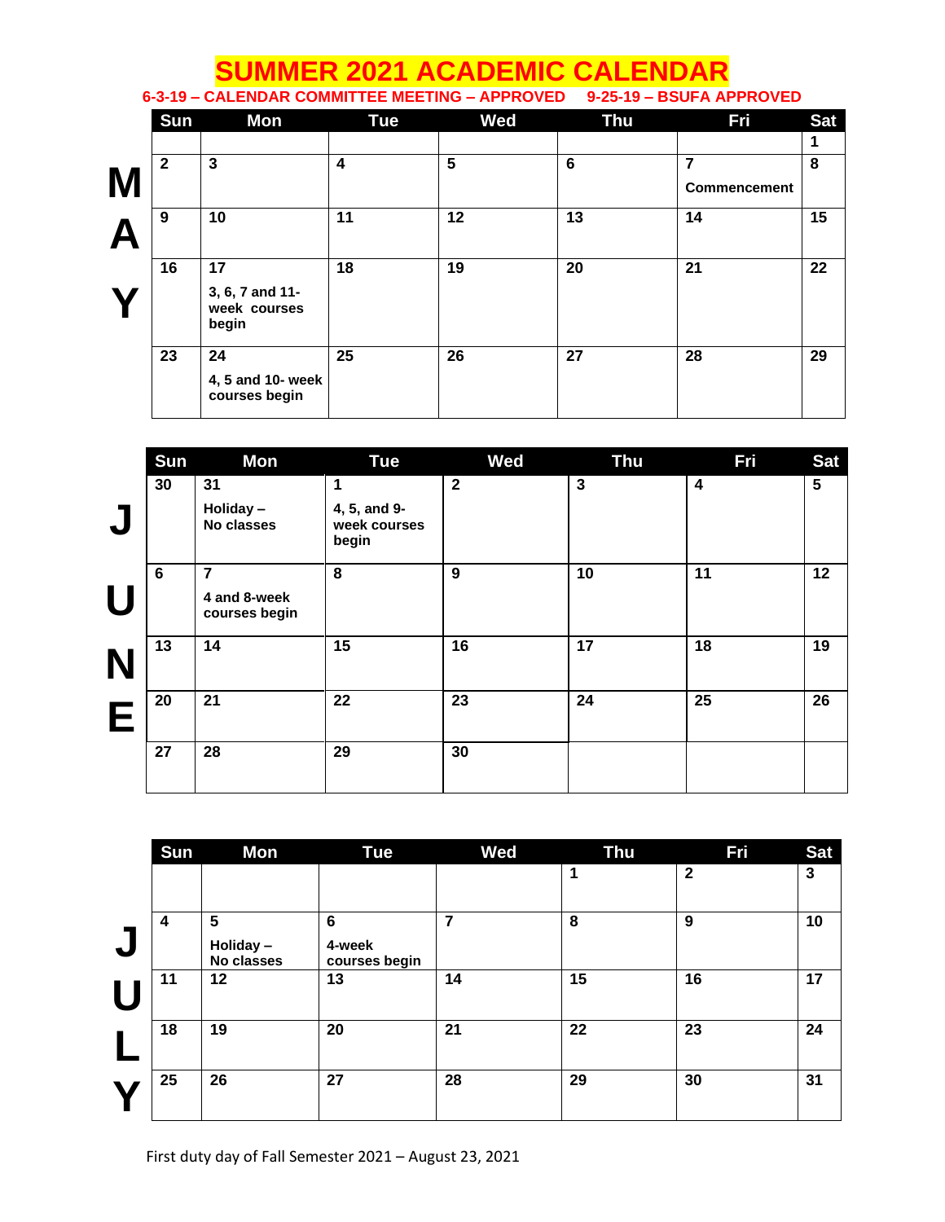# SUMMER 2021 ACADEMIC CALENDAR

**6-3-19 – CALENDAR COMMITTEE MEETING – APPROVED 9-25-19 – BSUFA APPROVED**

## MAY

| Sun | Mon | Tue | Wed | Thu | Fri | Sat |
|---|---|---|---|---|---|---|
| | | | | | | 1 |
| 2 | 3 | 4 | 5 | 6 | 7 Commencement | 8 |
| 9 | 10 | 11 | 12 | 13 | 14 | 15 |
| 16 | 17 3, 6, 7 and 11-week courses begin | 18 | 19 | 20 | 21 | 22 |
| 23 | 24 4, 5 and 10- week courses begin | 25 | 26 | 27 | 28 | 29 |

## JUNE

| Sun | Mon | Tue | Wed | Thu | Fri | Sat |
|---|---|---|---|---|---|---|
| 30 | 31 Holiday – No classes | 1 4, 5, and 9-week courses begin | 2 | 3 | 4 | 5 |
| 6 | 7 4 and 8-week courses begin | 8 | 9 | 10 | 11 | 12 |
| 13 | 14 | 15 | 16 | 17 | 18 | 19 |
| 20 | 21 | 22 | 23 | 24 | 25 | 26 |
| 27 | 28 | 29 | 30 | | | |

## JULY

| Sun | Mon | Tue | Wed | Thu | Fri | Sat |
|---|---|---|---|---|---|---|
| | | | | 1 | 2 | 3 |
| 4 | 5 Holiday – No classes | 6 4-week courses begin | 7 | 8 | 9 | 10 |
| 11 | 12 | 13 | 14 | 15 | 16 | 17 |
| 18 | 19 | 20 | 21 | 22 | 23 | 24 |
| 25 | 26 | 27 | 28 | 29 | 30 | 31 |

First duty day of Fall Semester 2021 – August 23, 2021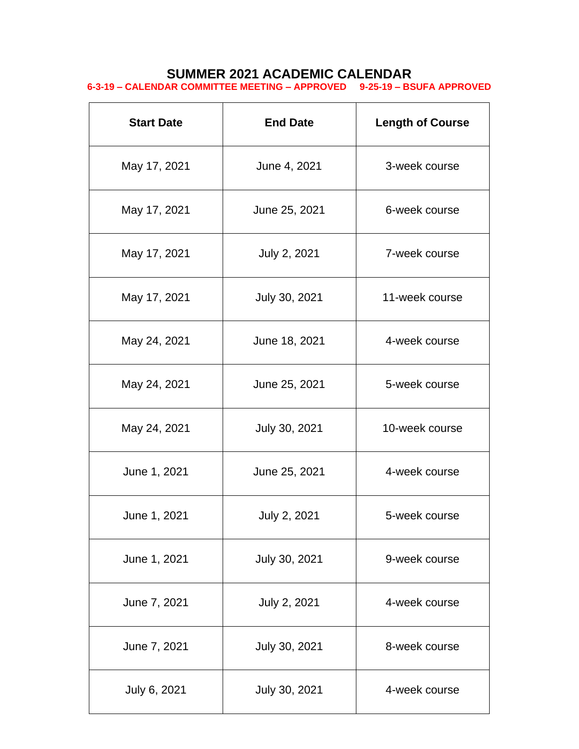# SUMMER 2021 ACADEMIC CALENDAR

**6-3-19 – CALENDAR COMMITTEE MEETING – APPROVED     9-25-19 – BSUFA APPROVED**

| Start Date | End Date | Length of Course |
|---|---|---|
| May 17, 2021 | June 4, 2021 | 3-week course |
| May 17, 2021 | June 25, 2021 | 6-week course |
| May 17, 2021 | July 2, 2021 | 7-week course |
| May 17, 2021 | July 30, 2021 | 11-week course |
| May 24, 2021 | June 18, 2021 | 4-week course |
| May 24, 2021 | June 25, 2021 | 5-week course |
| May 24, 2021 | July 30, 2021 | 10-week course |
| June 1, 2021 | June 25, 2021 | 4-week course |
| June 1, 2021 | July 2, 2021 | 5-week course |
| June 1, 2021 | July 30, 2021 | 9-week course |
| June 7, 2021 | July 2, 2021 | 4-week course |
| June 7, 2021 | July 30, 2021 | 8-week course |
| July 6, 2021 | July 30, 2021 | 4-week course |